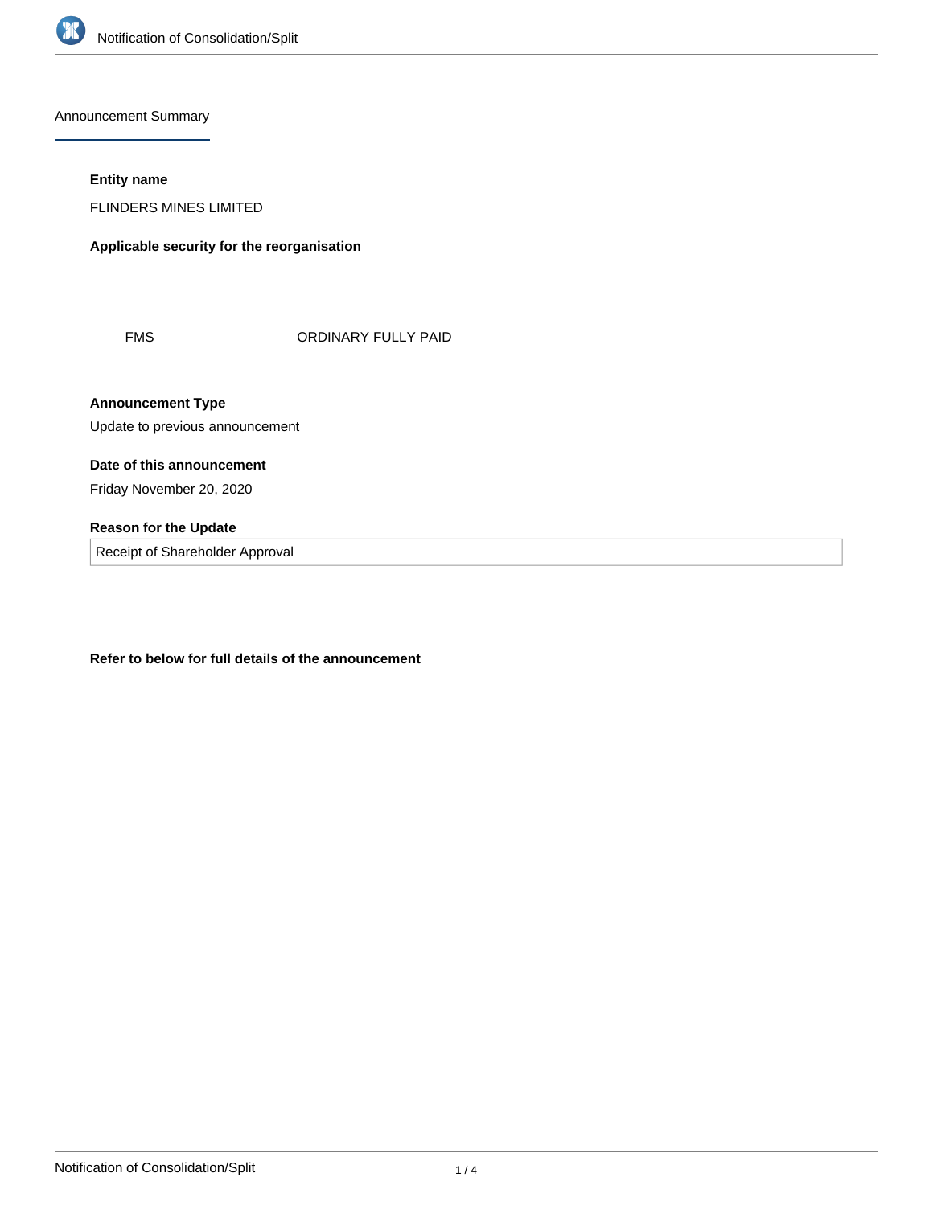## Announcement Summary

**Entity name**

FLINDERS MINES LIMITED

**Applicable security for the reorganisation**

| | |
|---|---|
| FMS | ORDINARY FULLY PAID |

**Announcement Type**

Update to previous announcement

**Date of this announcement**

Friday November 20, 2020

**Reason for the Update**

Receipt of Shareholder Approval

**Refer to below for full details of the announcement**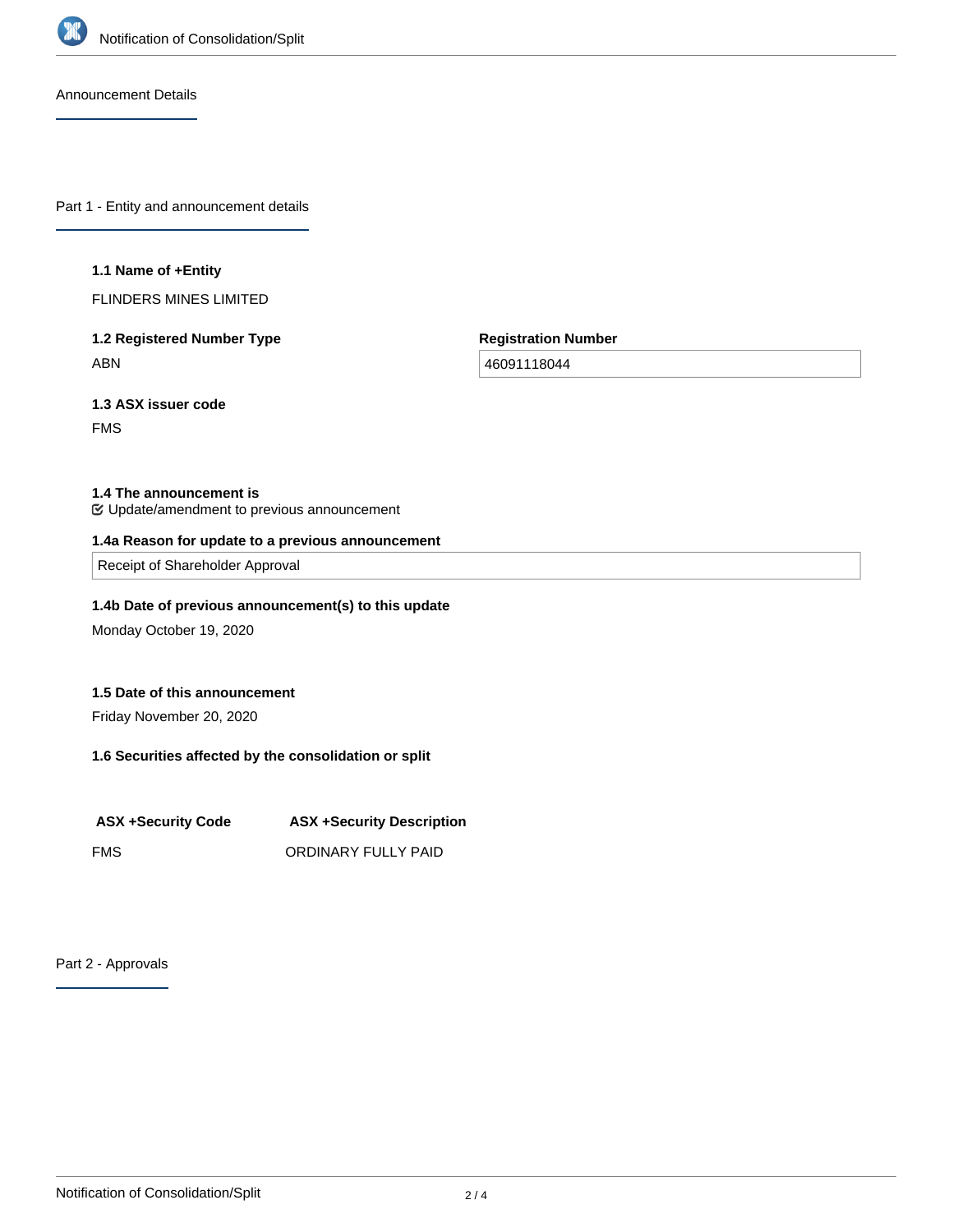## Announcement Details

### Part 1 - Entity and announcement details

**1.1 Name of +Entity**

FLINDERS MINES LIMITED

**1.2 Registered Number Type**

ABN

**Registration Number**

46091118044

**1.3 ASX issuer code**

FMS

**1.4 The announcement is**

☑ Update/amendment to previous announcement

**1.4a Reason for update to a previous announcement**

Receipt of Shareholder Approval

**1.4b Date of previous announcement(s) to this update**

Monday October 19, 2020

**1.5 Date of this announcement**

Friday November 20, 2020

**1.6 Securities affected by the consolidation or split**

| ASX +Security Code | ASX +Security Description |
| --- | --- |
| FMS | ORDINARY FULLY PAID |

### Part 2 - Approvals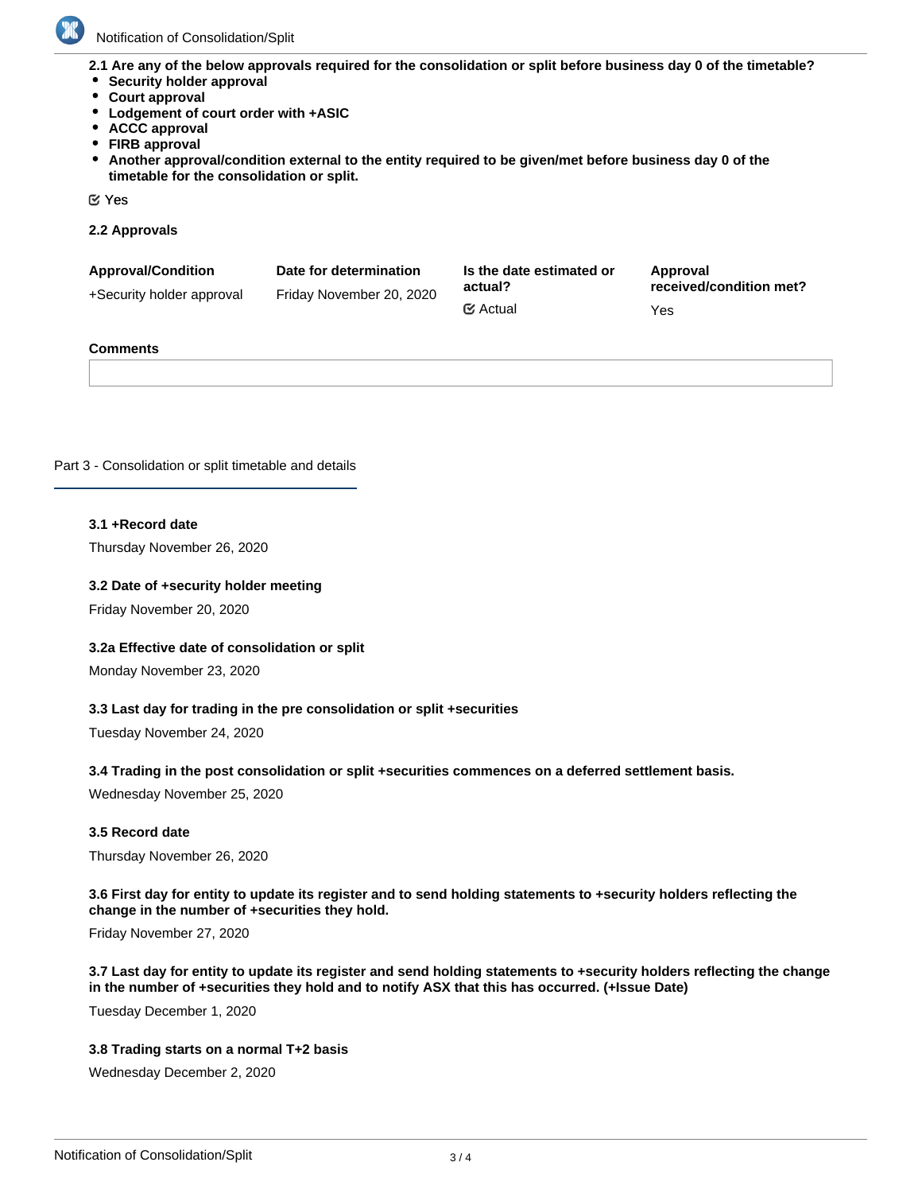**2.1 Are any of the below approvals required for the consolidation or split before business day 0 of the timetable?**

- **Security holder approval**
- **Court approval**
- **Lodgement of court order with +ASIC**
- **ACCC approval**
- **FIRB approval**
- **Another approval/condition external to the entity required to be given/met before business day 0 of the timetable for the consolidation or split.**

☑ Yes

**2.2 Approvals**

| Approval/Condition | Date for determination | Is the date estimated or actual? | Approval received/condition met? |
| --- | --- | --- | --- |
| +Security holder approval | Friday November 20, 2020 | ☑ Actual | Yes |

**Comments**

## Part 3 - Consolidation or split timetable and details

**3.1 +Record date**

Thursday November 26, 2020

**3.2 Date of +security holder meeting**

Friday November 20, 2020

**3.2a Effective date of consolidation or split**

Monday November 23, 2020

**3.3 Last day for trading in the pre consolidation or split +securities**

Tuesday November 24, 2020

**3.4 Trading in the post consolidation or split +securities commences on a deferred settlement basis.**

Wednesday November 25, 2020

**3.5 Record date**

Thursday November 26, 2020

**3.6 First day for entity to update its register and to send holding statements to +security holders reflecting the change in the number of +securities they hold.**

Friday November 27, 2020

**3.7 Last day for entity to update its register and send holding statements to +security holders reflecting the change in the number of +securities they hold and to notify ASX that this has occurred. (+Issue Date)**

Tuesday December 1, 2020

**3.8 Trading starts on a normal T+2 basis**

Wednesday December 2, 2020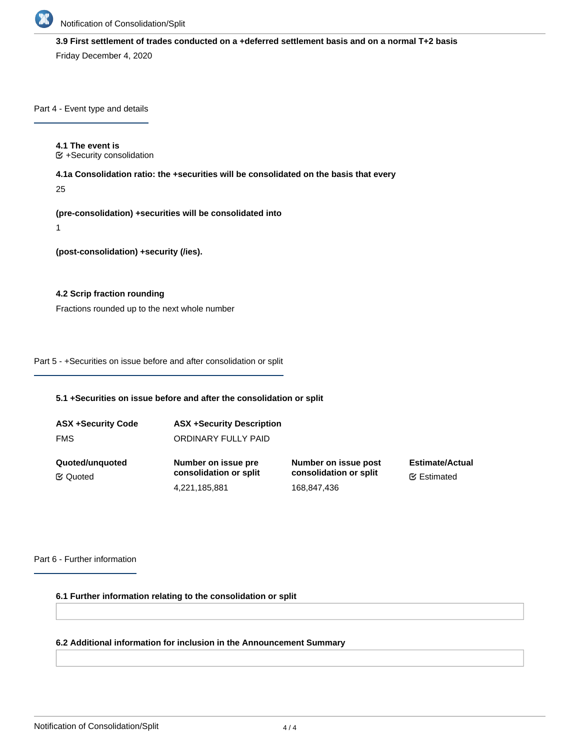**3.9 First settlement of trades conducted on a +deferred settlement basis and on a normal T+2 basis**

Friday December 4, 2020

## Part 4 - Event type and details

**4.1 The event is**

☑ +Security consolidation

**4.1a Consolidation ratio: the +securities will be consolidated on the basis that every**

25

**(pre-consolidation) +securities will be consolidated into**

1

**(post-consolidation) +security (/ies).**

**4.2 Scrip fraction rounding**

Fractions rounded up to the next whole number

## Part 5 - +Securities on issue before and after consolidation or split

**5.1 +Securities on issue before and after the consolidation or split**

| ASX +Security Code | ASX +Security Description | | |
|---|---|---|---|
| FMS | ORDINARY FULLY PAID | | |
| **Quoted/unquoted** | **Number on issue pre consolidation or split** | **Number on issue post consolidation or split** | **Estimate/Actual** |
| ☑ Quoted | 4,221,185,881 | 168,847,436 | ☑ Estimated |

## Part 6 - Further information

**6.1 Further information relating to the consolidation or split**

**6.2 Additional information for inclusion in the Announcement Summary**